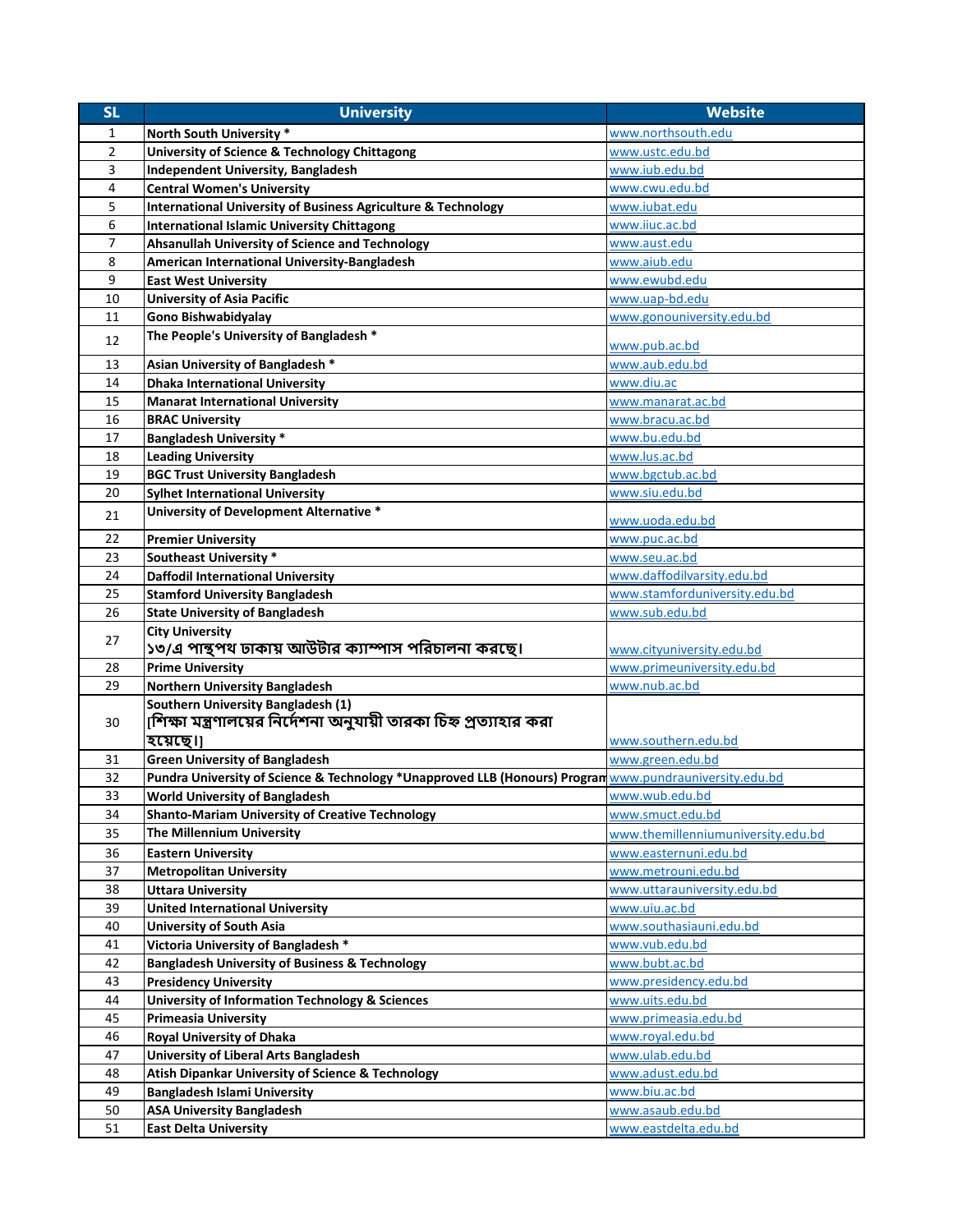| SL | University | Website |
|---|---|---|
| 1 | North South University * | www.northsouth.edu |
| 2 | University of Science & Technology Chittagong | www.ustc.edu.bd |
| 3 | Independent University, Bangladesh | www.iub.edu.bd |
| 4 | Central Women's University | www.cwu.edu.bd |
| 5 | International University of Business Agriculture & Technology | www.iubat.edu |
| 6 | International Islamic University Chittagong | www.iiuc.ac.bd |
| 7 | Ahsanullah University of Science and Technology | www.aust.edu |
| 8 | American International University-Bangladesh | www.aiub.edu |
| 9 | East West University | www.ewubd.edu |
| 10 | University of Asia Pacific | www.uap-bd.edu |
| 11 | Gono Bishwabidyalay | www.gonouniversity.edu.bd |
| 12 | The People's University of Bangladesh * | www.pub.ac.bd |
| 13 | Asian University of Bangladesh * | www.aub.edu.bd |
| 14 | Dhaka International University | www.diu.ac |
| 15 | Manarat International University | www.manarat.ac.bd |
| 16 | BRAC University | www.bracu.ac.bd |
| 17 | Bangladesh University * | www.bu.edu.bd |
| 18 | Leading University | www.lus.ac.bd |
| 19 | BGC Trust University Bangladesh | www.bgctub.ac.bd |
| 20 | Sylhet International University | www.siu.edu.bd |
| 21 | University of Development Alternative * | www.uoda.edu.bd |
| 22 | Premier University | www.puc.ac.bd |
| 23 | Southeast University * | www.seu.ac.bd |
| 24 | Daffodil International University | www.daffodilvarsity.edu.bd |
| 25 | Stamford University Bangladesh | www.stamforduniversity.edu.bd |
| 26 | State University of Bangladesh | www.sub.edu.bd |
| 27 | City University<br>১৩/এ পান্থপথ ঢাকায় আউটার ক্যাম্পাস পরিচালনা করছে। | www.cityuniversity.edu.bd |
| 28 | Prime University | www.primeuniversity.edu.bd |
| 29 | Northern University Bangladesh | www.nub.ac.bd |
| 30 | Southern University Bangladesh (1)<br>[শিক্ষা মন্ত্রণালয়ের নির্দেশনা অনুযায়ী তারকা চিহ্ন প্রত্যাহার করা হয়েছে।] | www.southern.edu.bd |
| 31 | Green University of Bangladesh | www.green.edu.bd |
| 32 | Pundra University of Science & Technology *Unapproved LLB (Honours) Program | www.pundrauniversity.edu.bd |
| 33 | World University of Bangladesh | www.wub.edu.bd |
| 34 | Shanto-Mariam University of Creative Technology | www.smuct.edu.bd |
| 35 | The Millennium University | www.themillenniumuniversity.edu.bd |
| 36 | Eastern University | www.easternuni.edu.bd |
| 37 | Metropolitan University | www.metrouni.edu.bd |
| 38 | Uttara University | www.uttarauniversity.edu.bd |
| 39 | United International University | www.uiu.ac.bd |
| 40 | University of South Asia | www.southasiauni.edu.bd |
| 41 | Victoria University of Bangladesh * | www.vub.edu.bd |
| 42 | Bangladesh University of Business & Technology | www.bubt.ac.bd |
| 43 | Presidency University | www.presidency.edu.bd |
| 44 | University of Information Technology & Sciences | www.uits.edu.bd |
| 45 | Primeasia University | www.primeasia.edu.bd |
| 46 | Royal University of Dhaka | www.royal.edu.bd |
| 47 | University of Liberal Arts Bangladesh | www.ulab.edu.bd |
| 48 | Atish Dipankar University of Science & Technology | www.adust.edu.bd |
| 49 | Bangladesh Islami University | www.biu.ac.bd |
| 50 | ASA University Bangladesh | www.asaub.edu.bd |
| 51 | East Delta University | www.eastdelta.edu.bd |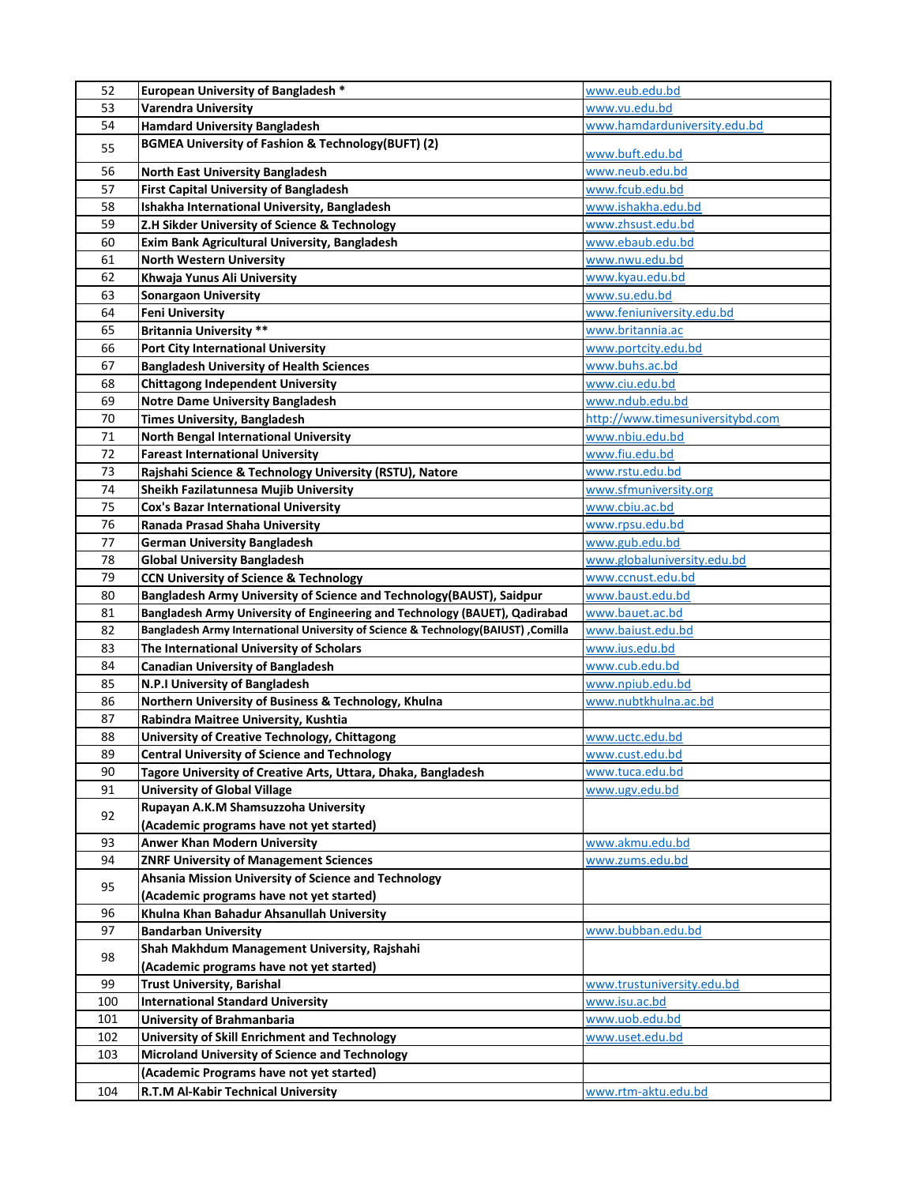| | | |
|---|---|---|
| 52 | **European University of Bangladesh *** | www.eub.edu.bd |
| 53 | **Varendra University** | www.vu.edu.bd |
| 54 | **Hamdard University Bangladesh** | www.hamdarduniversity.edu.bd |
| 55 | **BGMEA University of Fashion & Technology(BUFT) (2)** | www.buft.edu.bd |
| 56 | **North East University Bangladesh** | www.neub.edu.bd |
| 57 | **First Capital University of Bangladesh** | www.fcub.edu.bd |
| 58 | **Ishakha International University, Bangladesh** | www.ishakha.edu.bd |
| 59 | **Z.H Sikder University of Science & Technology** | www.zhsust.edu.bd |
| 60 | **Exim Bank Agricultural University, Bangladesh** | www.ebaub.edu.bd |
| 61 | **North Western University** | www.nwu.edu.bd |
| 62 | **Khwaja Yunus Ali University** | www.kyau.edu.bd |
| 63 | **Sonargaon University** | www.su.edu.bd |
| 64 | **Feni University** | www.feniuniversity.edu.bd |
| 65 | **Britannia University **** | www.britannia.ac |
| 66 | **Port City International University** | www.portcity.edu.bd |
| 67 | **Bangladesh University of Health Sciences** | www.buhs.ac.bd |
| 68 | **Chittagong Independent University** | www.ciu.edu.bd |
| 69 | **Notre Dame University Bangladesh** | www.ndub.edu.bd |
| 70 | **Times University, Bangladesh** | http://www.timesuniversitybd.com |
| 71 | **North Bengal International University** | www.nbiu.edu.bd |
| 72 | **Fareast International University** | www.fiu.edu.bd |
| 73 | **Rajshahi Science & Technology University (RSTU), Natore** | www.rstu.edu.bd |
| 74 | **Sheikh Fazilatunnesa Mujib University** | www.sfmuniversity.org |
| 75 | **Cox's Bazar International University** | www.cbiu.ac.bd |
| 76 | **Ranada Prasad Shaha University** | www.rpsu.edu.bd |
| 77 | **German University Bangladesh** | www.gub.edu.bd |
| 78 | **Global University Bangladesh** | www.globaluniversity.edu.bd |
| 79 | **CCN University of Science & Technology** | www.ccnust.edu.bd |
| 80 | **Bangladesh Army University of Science and Technology(BAUST), Saidpur** | www.baust.edu.bd |
| 81 | **Bangladesh Army University of Engineering and Technology (BAUET), Qadirabad** | www.bauet.ac.bd |
| 82 | **Bangladesh Army International University of Science & Technology(BAIUST) ,Comilla** | www.baiust.edu.bd |
| 83 | **The International University of Scholars** | www.ius.edu.bd |
| 84 | **Canadian University of Bangladesh** | www.cub.edu.bd |
| 85 | **N.P.I University of Bangladesh** | www.npiub.edu.bd |
| 86 | **Northern University of Business & Technology, Khulna** | www.nubtkhulna.ac.bd |
| 87 | **Rabindra Maitree University, Kushtia** | |
| 88 | **University of Creative Technology, Chittagong** | www.uctc.edu.bd |
| 89 | **Central University of Science and Technology** | www.cust.edu.bd |
| 90 | **Tagore University of Creative Arts, Uttara, Dhaka, Bangladesh** | www.tuca.edu.bd |
| 91 | **University of Global Village** | www.ugv.edu.bd |
| 92 | **Rupayan A.K.M Shamsuzzoha University (Academic programs have not yet started)** | |
| 93 | **Anwer Khan Modern University** | www.akmu.edu.bd |
| 94 | **ZNRF University of Management Sciences** | www.zums.edu.bd |
| 95 | **Ahsania Mission University of Science and Technology (Academic programs have not yet started)** | |
| 96 | **Khulna Khan Bahadur Ahsanullah University** | |
| 97 | **Bandarban University** | www.bubban.edu.bd |
| 98 | **Shah Makhdum Management University, Rajshahi (Academic programs have not yet started)** | |
| 99 | **Trust University, Barishal** | www.trustuniversity.edu.bd |
| 100 | **International Standard University** | www.isu.ac.bd |
| 101 | **University of Brahmanbaria** | www.uob.edu.bd |
| 102 | **University of Skill Enrichment and Technology** | www.uset.edu.bd |
| 103 | **Microland University of Science and Technology** | |
| | **(Academic Programs have not yet started)** | |
| 104 | **R.T.M Al-Kabir Technical University** | www.rtm-aktu.edu.bd |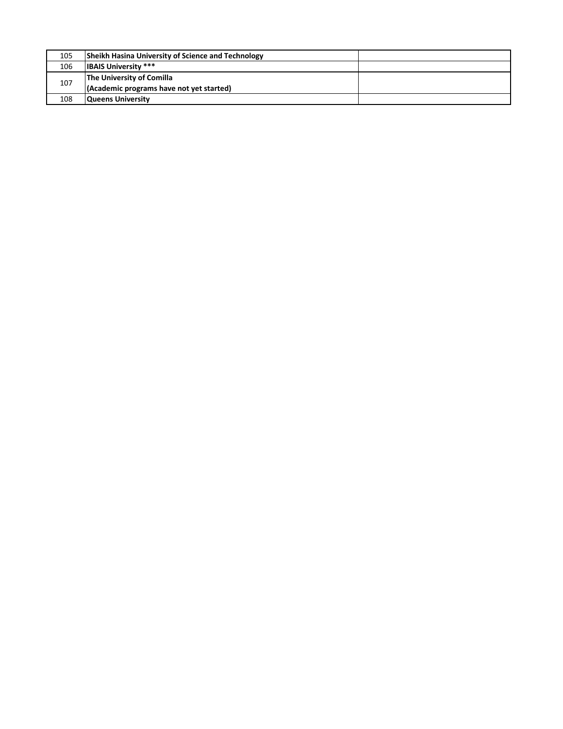| | | |
|---|---|---|
| 105 | **Sheikh Hasina University of Science and Technology** | |
| 106 | **IBAIS University *** ** | |
| 107 | **The University of Comilla (Academic programs have not yet started)** | |
| 108 | **Queens University** | |